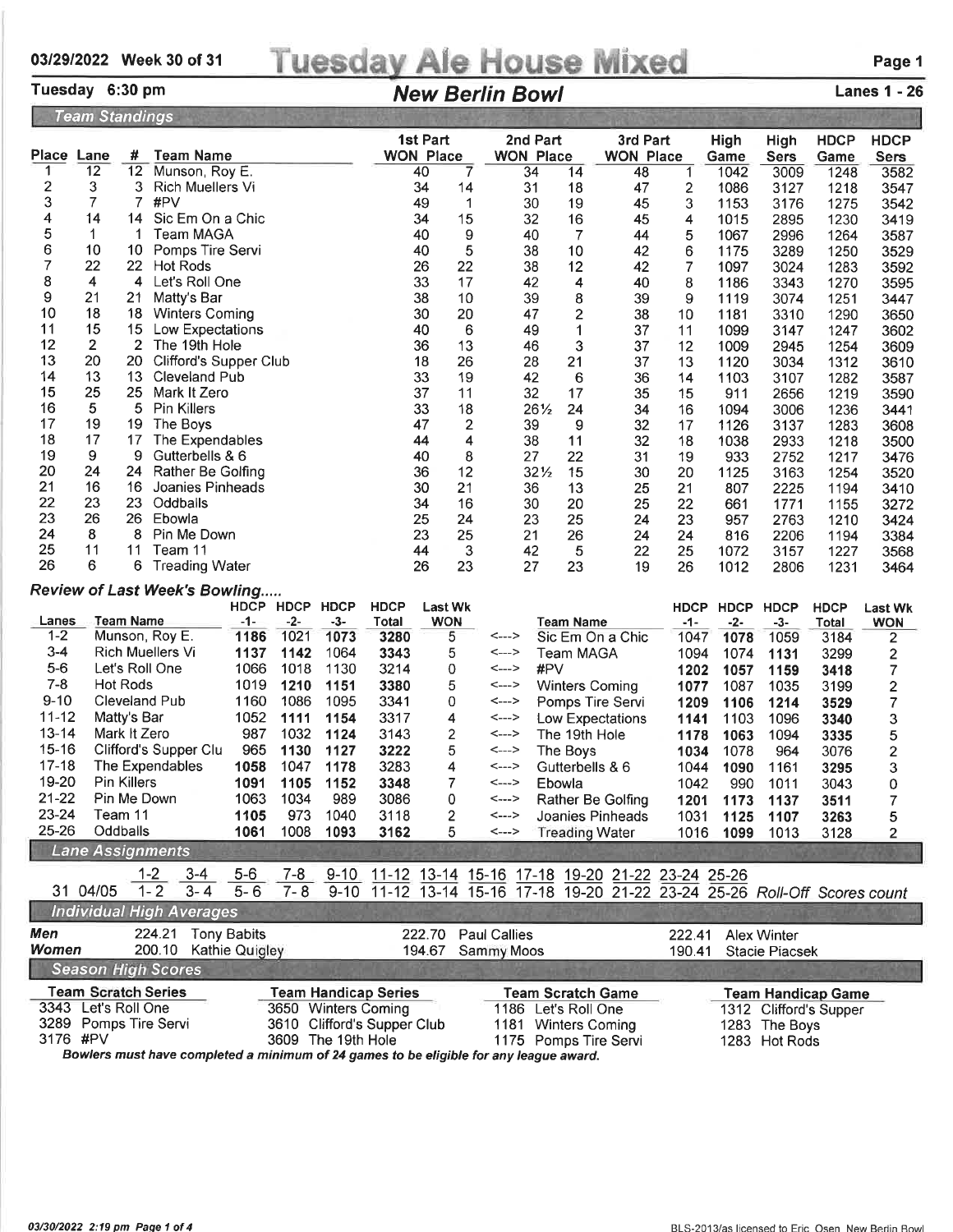# Tuesday Ale House Mixed

03/29/2022 Week 30 of 31

Tuesday 6:30 pm — **New Berlin Bowl** — Lanes 1 - 26

## Team Standings

| Place | Lane | # | Team Name | 1st Part WON | 1st Part Place | 2nd Part WON | 2nd Part Place | 3rd Part WON | 3rd Part Place | High Game | High Sers | HDCP Game | HDCP Sers |
|---|---|---|---|---|---|---|---|---|---|---|---|---|---|
| 1 | 12 | 12 | Munson, Roy E. | 40 | 7 | 34 | 14 | 48 | 1 | 1042 | 3009 | 1248 | 3582 |
| 2 | 3 | 3 | Rich Muellers Vi | 34 | 14 | 31 | 18 | 47 | 2 | 1086 | 3127 | 1218 | 3547 |
| 3 | 7 | 7 | #PV | 49 | 1 | 30 | 19 | 45 | 3 | 1153 | 3176 | 1275 | 3542 |
| 4 | 14 | 14 | Sic Em On a Chic | 34 | 15 | 32 | 16 | 45 | 4 | 1015 | 2895 | 1230 | 3419 |
| 5 | 1 | 1 | Team MAGA | 40 | 9 | 40 | 7 | 44 | 5 | 1067 | 2996 | 1264 | 3587 |
| 6 | 10 | 10 | Pomps Tire Servi | 40 | 5 | 38 | 10 | 42 | 6 | 1175 | 3289 | 1250 | 3529 |
| 7 | 22 | 22 | Hot Rods | 26 | 22 | 38 | 12 | 42 | 7 | 1097 | 3024 | 1283 | 3592 |
| 8 | 4 | 4 | Let's Roll One | 33 | 17 | 42 | 4 | 40 | 8 | 1186 | 3343 | 1270 | 3595 |
| 9 | 21 | 21 | Matty's Bar | 38 | 10 | 39 | 8 | 39 | 9 | 1119 | 3074 | 1251 | 3447 |
| 10 | 18 | 18 | Winters Coming | 30 | 20 | 47 | 2 | 38 | 10 | 1181 | 3310 | 1290 | 3650 |
| 11 | 15 | 15 | Low Expectations | 40 | 6 | 49 | 1 | 37 | 11 | 1099 | 3147 | 1247 | 3602 |
| 12 | 2 | 2 | The 19th Hole | 36 | 13 | 46 | 3 | 37 | 12 | 1009 | 2945 | 1254 | 3609 |
| 13 | 20 | 20 | Clifford's Supper Club | 18 | 26 | 28 | 21 | 37 | 13 | 1120 | 3034 | 1312 | 3610 |
| 14 | 13 | 13 | Cleveland Pub | 33 | 19 | 42 | 6 | 36 | 14 | 1103 | 3107 | 1282 | 3587 |
| 15 | 25 | 25 | Mark It Zero | 37 | 11 | 32 | 17 | 35 | 15 | 911 | 2656 | 1219 | 3590 |
| 16 | 5 | 5 | Pin Killers | 33 | 18 | 26½ | 24 | 34 | 16 | 1094 | 3006 | 1236 | 3441 |
| 17 | 19 | 19 | The Boys | 47 | 2 | 39 | 9 | 32 | 17 | 1126 | 3137 | 1283 | 3608 |
| 18 | 17 | 17 | The Expendables | 44 | 4 | 38 | 11 | 32 | 18 | 1038 | 2933 | 1218 | 3500 |
| 19 | 9 | 9 | Gutterbells & 6 | 40 | 8 | 27 | 22 | 31 | 19 | 933 | 2752 | 1217 | 3476 |
| 20 | 24 | 24 | Rather Be Golfing | 36 | 12 | 32½ | 15 | 30 | 20 | 1125 | 3163 | 1254 | 3520 |
| 21 | 16 | 16 | Joanies Pinheads | 30 | 21 | 36 | 13 | 25 | 21 | 807 | 2225 | 1194 | 3410 |
| 22 | 23 | 23 | Oddballs | 34 | 16 | 30 | 20 | 25 | 22 | 661 | 1771 | 1155 | 3272 |
| 23 | 26 | 26 | Ebowla | 25 | 24 | 23 | 25 | 24 | 23 | 957 | 2763 | 1210 | 3424 |
| 24 | 8 | 8 | Pin Me Down | 23 | 25 | 21 | 26 | 24 | 24 | 816 | 2206 | 1194 | 3384 |
| 25 | 11 | 11 | Team 11 | 44 | 3 | 42 | 5 | 22 | 25 | 1072 | 3157 | 1227 | 3568 |
| 26 | 6 | 6 | Treading Water | 26 | 23 | 27 | 23 | 19 | 26 | 1012 | 2806 | 1231 | 3464 |

## Review of Last Week's Bowling.....

| Lanes | Team Name | HDCP -1- | HDCP -2- | HDCP -3- | HDCP Total | Last Wk WON | | Team Name | HDCP -1- | HDCP -2- | HDCP -3- | HDCP Total | Last Wk WON |
|---|---|---|---|---|---|---|---|---|---|---|---|---|---|
| 1-2 | Munson, Roy E. | 1186 | 1021 | 1073 | 3280 | 5 | <---> | Sic Em On a Chic | 1047 | 1078 | 1059 | 3184 | 2 |
| 3-4 | Rich Muellers Vi | 1137 | 1142 | 1064 | 3343 | 5 | <---> | Team MAGA | 1094 | 1074 | 1131 | 3299 | 2 |
| 5-6 | Let's Roll One | 1066 | 1018 | 1130 | 3214 | 0 | <---> | #PV | 1202 | 1057 | 1159 | 3418 | 7 |
| 7-8 | Hot Rods | 1019 | 1210 | 1151 | 3380 | 5 | <---> | Winters Coming | 1077 | 1087 | 1035 | 3199 | 2 |
| 9-10 | Cleveland Pub | 1160 | 1086 | 1095 | 3341 | 0 | <---> | Pomps Tire Servi | 1209 | 1106 | 1214 | 3529 | 7 |
| 11-12 | Matty's Bar | 1052 | 1111 | 1154 | 3317 | 4 | <---> | Low Expectations | 1141 | 1103 | 1096 | 3340 | 3 |
| 13-14 | Mark It Zero | 987 | 1032 | 1124 | 3143 | 2 | <---> | The 19th Hole | 1178 | 1063 | 1094 | 3335 | 5 |
| 15-16 | Clifford's Supper Clu | 965 | 1130 | 1127 | 3222 | 5 | <---> | The Boys | 1034 | 1078 | 964 | 3076 | 2 |
| 17-18 | The Expendables | 1058 | 1047 | 1178 | 3283 | 4 | <---> | Gutterbells & 6 | 1044 | 1090 | 1161 | 3295 | 3 |
| 19-20 | Pin Killers | 1091 | 1105 | 1152 | 3348 | 7 | <---> | Ebowla | 1042 | 990 | 1011 | 3043 | 0 |
| 21-22 | Pin Me Down | 1063 | 1034 | 989 | 3086 | 0 | <---> | Rather Be Golfing | 1201 | 1173 | 1137 | 3511 | 7 |
| 23-24 | Team 11 | 1105 | 973 | 1040 | 3118 | 2 | <---> | Joanies Pinheads | 1031 | 1125 | 1107 | 3263 | 5 |
| 25-26 | Oddballs | 1061 | 1008 | 1093 | 3162 | 5 | <---> | Treading Water | 1016 | 1099 | 1013 | 3128 | 2 |

## Lane Assignments

| | | 1-2 | 3-4 | 5-6 | 7-8 | 9-10 | 11-12 | 13-14 | 15-16 | 17-18 | 19-20 | 21-22 | 23-24 | 25-26 | |
|---|---|---|---|---|---|---|---|---|---|---|---|---|---|---|---|
| 31 | 04/05 | 1-2 | 3-4 | 5-6 | 7-8 | 9-10 | 11-12 | 13-14 | 15-16 | 17-18 | 19-20 | 21-22 | 23-24 | 25-26 | Roll-Off Scores count |

## Individual High Averages

| | | | | | | |
|---|---|---|---|---|---|---|
| **Men** | 224.21 | Tony Babits | 222.70 | Paul Callies | 222.41 | Alex Winter |
| **Women** | 200.10 | Kathie Quigley | 194.67 | Sammy Moos | 190.41 | Stacie Piacsek |

## Season High Scores

| Team Scratch Series | Team Handicap Series | Team Scratch Game | Team Handicap Game |
|---|---|---|---|
| 3343 Let's Roll One | 3650 Winters Coming | 1186 Let's Roll One | 1312 Clifford's Supper |
| 3289 Pomps Tire Servi | 3610 Clifford's Supper Club | 1181 Winters Coming | 1283 The Boys |
| 3176 #PV | 3609 The 19th Hole | 1175 Pomps Tire Servi | 1283 Hot Rods |

*Bowlers must have completed a minimum of 24 games to be eligible for any league award.*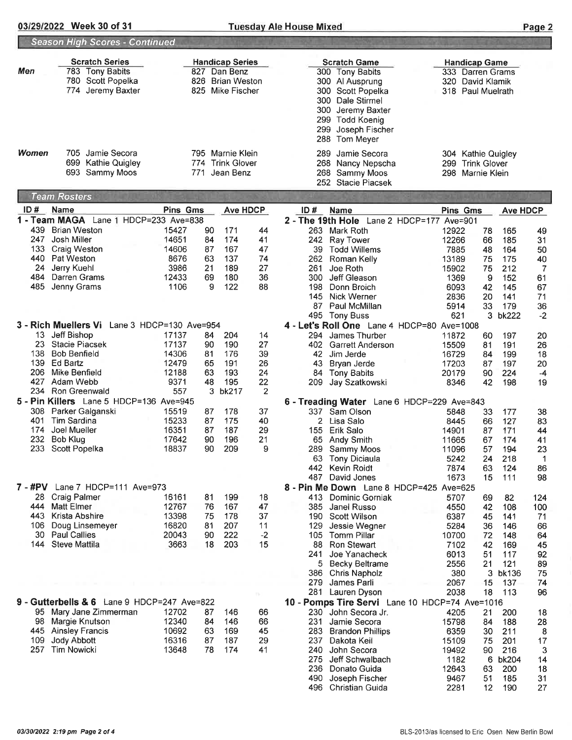## Season High Scores - Continued

| | Scratch Series | Handicap Series | Scratch Game | Handicap Game |
|---|---|---|---|---|
| **Men** | 783 Tony Babits | 827 Dan Benz | 300 Tony Babits | 333 Darren Grams |
| | 780 Scott Popelka | 826 Brian Weston | 300 Al Ausprung | 320 David Klamik |
| | 774 Jeremy Baxter | 825 Mike Fischer | 300 Scott Popelka | 318 Paul Muelrath |
| | | | 300 Dale Stirmel | |
| | | | 300 Jeremy Baxter | |
| | | | 299 Todd Koenig | |
| | | | 299 Joseph Fischer | |
| | | | 288 Tom Meyer | |
| **Women** | 705 Jamie Secora | 795 Marnie Klein | 289 Jamie Secora | 304 Kathie Quigley |
| | 699 Kathie Quigley | 774 Trink Glover | 268 Nancy Nepscha | 299 Trink Glover |
| | 693 Sammy Moos | 771 Jean Benz | 268 Sammy Moos | 298 Marnie Klein |
| | | | 252 Stacie Piacsek | |

## Team Rosters

### 1 - Team MAGA Lane 1 HDCP=233 Ave=838

| ID # | Name | Pins | Gms | Ave | HDCP |
|---|---|---|---|---|---|
| 439 | Brian Weston | 15427 | 90 | 171 | 44 |
| 247 | Josh Miller | 14651 | 84 | 174 | 41 |
| 133 | Craig Weston | 14606 | 87 | 167 | 47 |
| 440 | Pat Weston | 8676 | 63 | 137 | 74 |
| 24 | Jerry Kuehl | 3986 | 21 | 189 | 27 |
| 484 | Darren Grams | 12433 | 69 | 180 | 36 |
| 485 | Jenny Grams | 1106 | 9 | 122 | 88 |

### 2 - The 19th Hole Lane 2 HDCP=177 Ave=901

| ID # | Name | Pins | Gms | Ave | HDCP |
|---|---|---|---|---|---|
| 263 | Mark Roth | 12922 | 78 | 165 | 49 |
| 242 | Ray Tower | 12266 | 66 | 185 | 31 |
| 39 | Todd Willems | 7885 | 48 | 164 | 50 |
| 262 | Roman Kelly | 13189 | 75 | 175 | 40 |
| 261 | Joe Roth | 15902 | 75 | 212 | 7 |
| 300 | Jeff Gleason | 1369 | 9 | 152 | 61 |
| 198 | Donn Broich | 6093 | 42 | 145 | 67 |
| 145 | Nick Werner | 2836 | 20 | 141 | 71 |
| 87 | Paul McMillan | 5914 | 33 | 179 | 36 |
| 495 | Tony Buss | 621 | 3 | bk222 | -2 |

### 3 - Rich Muellers Vi Lane 3 HDCP=130 Ave=954

| ID # | Name | Pins | Gms | Ave | HDCP |
|---|---|---|---|---|---|
| 13 | Jeff Bishop | 17137 | 84 | 204 | 14 |
| 23 | Stacie Piacsek | 17137 | 90 | 190 | 27 |
| 138 | Bob Benfield | 14306 | 81 | 176 | 39 |
| 139 | Ed Bartz | 12479 | 65 | 191 | 26 |
| 206 | Mike Benfield | 12188 | 63 | 193 | 24 |
| 427 | Adam Webb | 9371 | 48 | 195 | 22 |
| 234 | Ron Greenwald | 557 | 3 | bk217 | 2 |

### 4 - Let's Roll One Lane 4 HDCP=80 Ave=1008

| ID # | Name | Pins | Gms | Ave | HDCP |
|---|---|---|---|---|---|
| 294 | James Thurber | 11872 | 60 | 197 | 20 |
| 402 | Garrett Anderson | 15509 | 81 | 191 | 26 |
| 42 | Jim Jerde | 16729 | 84 | 199 | 18 |
| 43 | Bryan Jerde | 17203 | 87 | 197 | 20 |
| 84 | Tony Babits | 20179 | 90 | 224 | -4 |
| 209 | Jay Szatkowski | 8346 | 42 | 198 | 19 |

### 5 - Pin Killers Lane 5 HDCP=136 Ave=945

| ID # | Name | Pins | Gms | Ave | HDCP |
|---|---|---|---|---|---|
| 308 | Parker Galganski | 15519 | 87 | 178 | 37 |
| 401 | Tim Sardina | 15233 | 87 | 175 | 40 |
| 174 | Joel Mueller | 16351 | 87 | 187 | 29 |
| 232 | Bob Klug | 17642 | 90 | 196 | 21 |
| 233 | Scott Popelka | 18837 | 90 | 209 | 9 |

### 6 - Treading Water Lane 6 HDCP=229 Ave=843

| ID # | Name | Pins | Gms | Ave | HDCP |
|---|---|---|---|---|---|
| 337 | Sam Olson | 5848 | 33 | 177 | 38 |
| 2 | Lisa Salo | 8445 | 66 | 127 | 83 |
| 155 | Erik Salo | 14901 | 87 | 171 | 44 |
| 65 | Andy Smith | 11665 | 67 | 174 | 41 |
| 289 | Sammy Moos | 11096 | 57 | 194 | 23 |
| 63 | Tony Diciaula | 5242 | 24 | 218 | 1 |
| 442 | Kevin Roidt | 7874 | 63 | 124 | 86 |
| 487 | David Jones | 1673 | 15 | 111 | 98 |

### 7 - #PV Lane 7 HDCP=111 Ave=973

| ID # | Name | Pins | Gms | Ave | HDCP |
|---|---|---|---|---|---|
| 28 | Craig Palmer | 16161 | 81 | 199 | 18 |
| 444 | Matt Elmer | 12767 | 76 | 167 | 47 |
| 443 | Krista Abshire | 13398 | 75 | 178 | 37 |
| 106 | Doug Linsemeyer | 16820 | 81 | 207 | 11 |
| 30 | Paul Callies | 20043 | 90 | 222 | -2 |
| 144 | Steve Mattila | 3663 | 18 | 203 | 15 |

### 8 - Pin Me Down Lane 8 HDCP=425 Ave=625

| ID # | Name | Pins | Gms | Ave | HDCP |
|---|---|---|---|---|---|
| 413 | Dominic Gorniak | 5707 | 69 | 82 | 124 |
| 385 | Janel Russo | 4550 | 42 | 108 | 100 |
| 190 | Scott Wilson | 6387 | 45 | 141 | 71 |
| 129 | Jessie Wegner | 5284 | 36 | 146 | 66 |
| 105 | Tomm Pillar | 10700 | 72 | 148 | 64 |
| 88 | Ron Stewart | 7102 | 42 | 169 | 45 |
| 241 | Joe Yanacheck | 6013 | 51 | 117 | 92 |
| 5 | Becky Beltrame | 2556 | 21 | 121 | 89 |
| 386 | Chris Napholz | 380 | 3 | bk136 | 75 |
| 279 | James Parli | 2067 | 15 | 137 | 74 |
| 281 | Lauren Dyson | 2038 | 18 | 113 | 96 |

### 9 - Gutterbells & 6 Lane 9 HDCP=247 Ave=822

| ID # | Name | Pins | Gms | Ave | HDCP |
|---|---|---|---|---|---|
| 95 | Mary Jane Zimmerman | 12702 | 87 | 146 | 66 |
| 98 | Margie Knutson | 12340 | 84 | 146 | 66 |
| 445 | Ainsley Francis | 10692 | 63 | 169 | 45 |
| 109 | Jody Abbott | 16316 | 87 | 187 | 29 |
| 257 | Tim Nowicki | 13648 | 78 | 174 | 41 |

### 10 - Pomps Tire Servi Lane 10 HDCP=74 Ave=1016

| ID # | Name | Pins | Gms | Ave | HDCP |
|---|---|---|---|---|---|
| 230 | John Secora Jr. | 4205 | 21 | 200 | 18 |
| 231 | Jamie Secora | 15798 | 84 | 188 | 28 |
| 283 | Brandon Phillips | 6359 | 30 | 211 | 8 |
| 237 | Dakota Keil | 15109 | 75 | 201 | 17 |
| 240 | John Secora | 19492 | 90 | 216 | 3 |
| 275 | Jeff Schwalbach | 1182 | 6 | bk204 | 14 |
| 236 | Donato Guida | 12643 | 63 | 200 | 18 |
| 490 | Joseph Fischer | 9467 | 51 | 185 | 31 |
| 496 | Christian Guida | 2281 | 12 | 190 | 27 |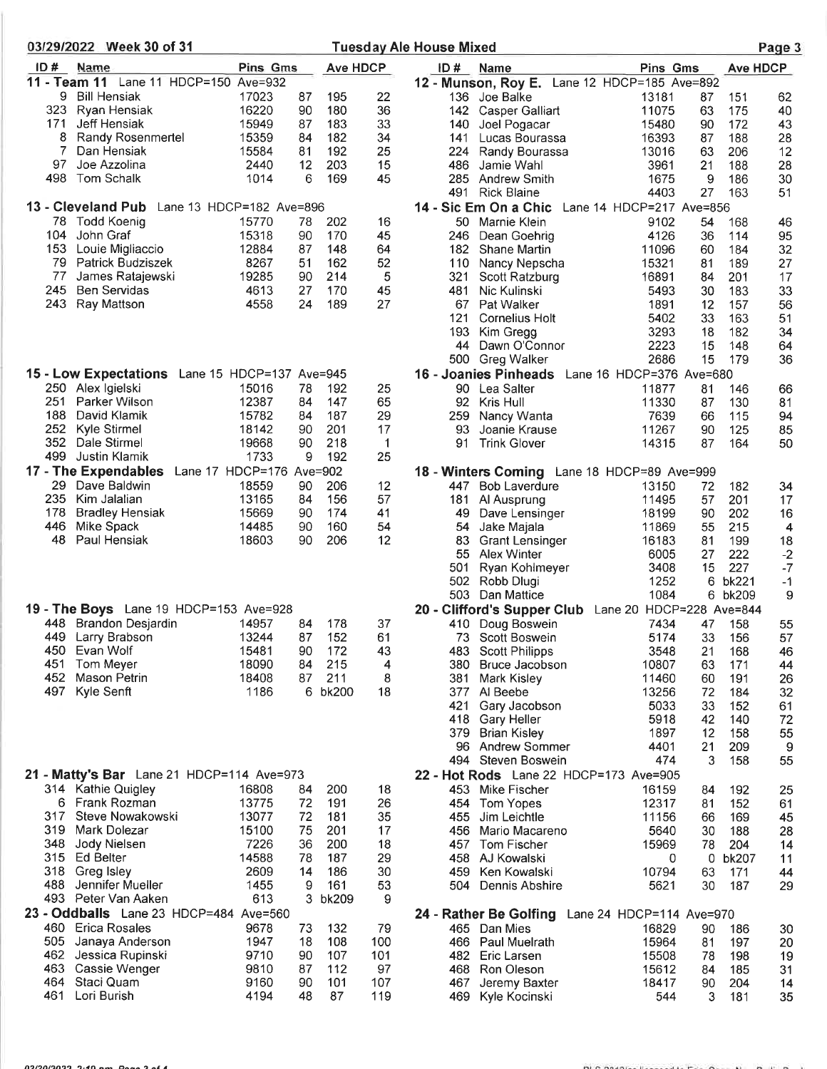## 03/29/2022 Week 30 of 31 — Tuesday Ale House Mixed

### 11 - Team 11 Lane 11 HDCP=150 Ave=932

| ID # | Name | Pins | Gms | Ave | HDCP |
|---|---|---|---|---|---|
| 9 | Bill Hensiak | 17023 | 87 | 195 | 22 |
| 323 | Ryan Hensiak | 16220 | 90 | 180 | 36 |
| 171 | Jeff Hensiak | 15949 | 87 | 183 | 33 |
| 8 | Randy Rosenmertel | 15359 | 84 | 182 | 34 |
| 7 | Dan Hensiak | 15584 | 81 | 192 | 25 |
| 97 | Joe Azzolina | 2440 | 12 | 203 | 15 |
| 498 | Tom Schalk | 1014 | 6 | 169 | 45 |

### 12 - Munson, Roy E. Lane 12 HDCP=185 Ave=892

| ID # | Name | Pins | Gms | Ave | HDCP |
|---|---|---|---|---|---|
| 136 | Joe Balke | 13181 | 87 | 151 | 62 |
| 142 | Casper Galliart | 11075 | 63 | 175 | 40 |
| 140 | Joel Pogacar | 15480 | 90 | 172 | 43 |
| 141 | Lucas Bourassa | 16393 | 87 | 188 | 28 |
| 224 | Randy Bourassa | 13016 | 63 | 206 | 12 |
| 486 | Jamie Wahl | 3961 | 21 | 188 | 28 |
| 285 | Andrew Smith | 1675 | 9 | 186 | 30 |
| 491 | Rick Blaine | 4403 | 27 | 163 | 51 |

### 13 - Cleveland Pub Lane 13 HDCP=182 Ave=896

| ID # | Name | Pins | Gms | Ave | HDCP |
|---|---|---|---|---|---|
| 78 | Todd Koenig | 15770 | 78 | 202 | 16 |
| 104 | John Graf | 15318 | 90 | 170 | 45 |
| 153 | Louie Migliaccio | 12884 | 87 | 148 | 64 |
| 79 | Patrick Budziszek | 8267 | 51 | 162 | 52 |
| 77 | James Ratajewski | 19285 | 90 | 214 | 5 |
| 245 | Ben Servidas | 4613 | 27 | 170 | 45 |
| 243 | Ray Mattson | 4558 | 24 | 189 | 27 |

### 14 - Sic Em On a Chic Lane 14 HDCP=217 Ave=856

| ID # | Name | Pins | Gms | Ave | HDCP |
|---|---|---|---|---|---|
| 50 | Marnie Klein | 9102 | 54 | 168 | 46 |
| 246 | Dean Goehrig | 4126 | 36 | 114 | 95 |
| 182 | Shane Martin | 11096 | 60 | 184 | 32 |
| 110 | Nancy Nepscha | 15321 | 81 | 189 | 27 |
| 321 | Scott Ratzburg | 16891 | 84 | 201 | 17 |
| 481 | Nic Kulinski | 5493 | 30 | 183 | 33 |
| 67 | Pat Walker | 1891 | 12 | 157 | 56 |
| 121 | Cornelius Holt | 5402 | 33 | 163 | 51 |
| 193 | Kim Gregg | 3293 | 18 | 182 | 34 |
| 44 | Dawn O'Connor | 2223 | 15 | 148 | 64 |
| 500 | Greg Walker | 2686 | 15 | 179 | 36 |

### 15 - Low Expectations Lane 15 HDCP=137 Ave=945

| ID # | Name | Pins | Gms | Ave | HDCP |
|---|---|---|---|---|---|
| 250 | Alex Igielski | 15016 | 78 | 192 | 25 |
| 251 | Parker Wilson | 12387 | 84 | 147 | 65 |
| 188 | David Klamik | 15782 | 84 | 187 | 29 |
| 252 | Kyle Stirmel | 18142 | 90 | 201 | 17 |
| 352 | Dale Stirmel | 19668 | 90 | 218 | 1 |
| 499 | Justin Klamik | 1733 | 9 | 192 | 25 |

### 16 - Joanies Pinheads Lane 16 HDCP=376 Ave=680

| ID # | Name | Pins | Gms | Ave | HDCP |
|---|---|---|---|---|---|
| 90 | Lea Salter | 11877 | 81 | 146 | 66 |
| 92 | Kris Hull | 11330 | 87 | 130 | 81 |
| 259 | Nancy Wanta | 7639 | 66 | 115 | 94 |
| 93 | Joanie Krause | 11267 | 90 | 125 | 85 |
| 91 | Trink Glover | 14315 | 87 | 164 | 50 |

### 17 - The Expendables Lane 17 HDCP=176 Ave=902

| ID # | Name | Pins | Gms | Ave | HDCP |
|---|---|---|---|---|---|
| 29 | Dave Baldwin | 18559 | 90 | 206 | 12 |
| 235 | Kim Jalalian | 13165 | 84 | 156 | 57 |
| 178 | Bradley Hensiak | 15669 | 90 | 174 | 41 |
| 446 | Mike Spack | 14485 | 90 | 160 | 54 |
| 48 | Paul Hensiak | 18603 | 90 | 206 | 12 |

### 18 - Winters Coming Lane 18 HDCP=89 Ave=999

| ID # | Name | Pins | Gms | Ave | HDCP |
|---|---|---|---|---|---|
| 447 | Bob Laverdure | 13150 | 72 | 182 | 34 |
| 181 | Al Ausprung | 11495 | 57 | 201 | 17 |
| 49 | Dave Lensinger | 18199 | 90 | 202 | 16 |
| 54 | Jake Majala | 11869 | 55 | 215 | 4 |
| 83 | Grant Lensinger | 16183 | 81 | 199 | 18 |
| 55 | Alex Winter | 6005 | 27 | 222 | -2 |
| 501 | Ryan Kohlmeyer | 3408 | 15 | 227 | -7 |
| 502 | Robb Dlugi | 1252 | 6 | bk221 | -1 |
| 503 | Dan Mattice | 1084 | 6 | bk209 | 9 |

### 19 - The Boys Lane 19 HDCP=153 Ave=928

| ID # | Name | Pins | Gms | Ave | HDCP |
|---|---|---|---|---|---|
| 448 | Brandon Desjardin | 14957 | 84 | 178 | 37 |
| 449 | Larry Brabson | 13244 | 87 | 152 | 61 |
| 450 | Evan Wolf | 15481 | 90 | 172 | 43 |
| 451 | Tom Meyer | 18090 | 84 | 215 | 4 |
| 452 | Mason Petrin | 18408 | 87 | 211 | 8 |
| 497 | Kyle Senft | 1186 | 6 | bk200 | 18 |

### 20 - Clifford's Supper Club Lane 20 HDCP=228 Ave=844

| ID # | Name | Pins | Gms | Ave | HDCP |
|---|---|---|---|---|---|
| 410 | Doug Boswein | 7434 | 47 | 158 | 55 |
| 73 | Scott Boswein | 5174 | 33 | 156 | 57 |
| 483 | Scott Philipps | 3548 | 21 | 168 | 46 |
| 380 | Bruce Jacobson | 10807 | 63 | 171 | 44 |
| 381 | Mark Kisley | 11460 | 60 | 191 | 26 |
| 377 | Al Beebe | 13256 | 72 | 184 | 32 |
| 421 | Gary Jacobson | 5033 | 33 | 152 | 61 |
| 418 | Gary Heller | 5918 | 42 | 140 | 72 |
| 379 | Brian Kisley | 1897 | 12 | 158 | 55 |
| 96 | Andrew Sommer | 4401 | 21 | 209 | 9 |
| 494 | Steven Boswein | 474 | 3 | 158 | 55 |

### 21 - Matty's Bar Lane 21 HDCP=114 Ave=973

| ID # | Name | Pins | Gms | Ave | HDCP |
|---|---|---|---|---|---|
| 314 | Kathie Quigley | 16808 | 84 | 200 | 18 |
| 6 | Frank Rozman | 13775 | 72 | 191 | 26 |
| 317 | Steve Nowakowski | 13077 | 72 | 181 | 35 |
| 319 | Mark Dolezar | 15100 | 75 | 201 | 17 |
| 348 | Jody Nielsen | 7226 | 36 | 200 | 18 |
| 315 | Ed Belter | 14588 | 78 | 187 | 29 |
| 318 | Greg Isley | 2609 | 14 | 186 | 30 |
| 488 | Jennifer Mueller | 1455 | 9 | 161 | 53 |
| 493 | Peter Van Aaken | 613 | 3 | bk209 | 9 |

### 22 - Hot Rods Lane 22 HDCP=173 Ave=905

| ID # | Name | Pins | Gms | Ave | HDCP |
|---|---|---|---|---|---|
| 453 | Mike Fischer | 16159 | 84 | 192 | 25 |
| 454 | Tom Yopes | 12317 | 81 | 152 | 61 |
| 455 | Jim Leichtle | 11156 | 66 | 169 | 45 |
| 456 | Mario Macareno | 5640 | 30 | 188 | 28 |
| 457 | Tom Fischer | 15969 | 78 | 204 | 14 |
| 458 | AJ Kowalski | 0 | 0 | bk207 | 11 |
| 459 | Ken Kowalski | 10794 | 63 | 171 | 44 |
| 504 | Dennis Abshire | 5621 | 30 | 187 | 29 |

### 23 - Oddballs Lane 23 HDCP=484 Ave=560

| ID # | Name | Pins | Gms | Ave | HDCP |
|---|---|---|---|---|---|
| 460 | Erica Rosales | 9678 | 73 | 132 | 79 |
| 505 | Janaya Anderson | 1947 | 18 | 108 | 100 |
| 462 | Jessica Rupinski | 9710 | 90 | 107 | 101 |
| 463 | Cassie Wenger | 9810 | 87 | 112 | 97 |
| 464 | Staci Quam | 9160 | 90 | 101 | 107 |
| 461 | Lori Burish | 4194 | 48 | 87 | 119 |

### 24 - Rather Be Golfing Lane 24 HDCP=114 Ave=970

| ID # | Name | Pins | Gms | Ave | HDCP |
|---|---|---|---|---|---|
| 465 | Dan Mies | 16829 | 90 | 186 | 30 |
| 466 | Paul Muelrath | 15964 | 81 | 197 | 20 |
| 482 | Eric Larsen | 15508 | 78 | 198 | 19 |
| 468 | Ron Oleson | 15612 | 84 | 185 | 31 |
| 467 | Jeremy Baxter | 18417 | 90 | 204 | 14 |
| 469 | Kyle Kocinski | 544 | 3 | 181 | 35 |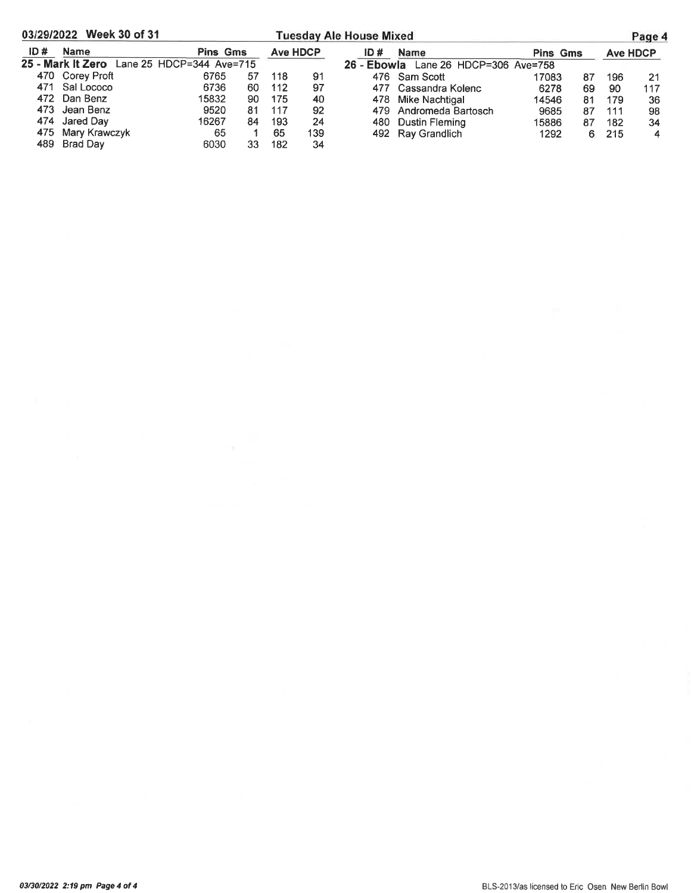03/29/2022 Week 30 of 31 — Tuesday Ale House Mixed

**25 - Mark It Zero** Lane 25 HDCP=344 Ave=715

| ID # | Name | Pins | Gms | Ave | HDCP |
| --- | --- | --- | --- | --- | --- |
| 470 | Corey Proft | 6765 | 57 | 118 | 91 |
| 471 | Sal Lococo | 6736 | 60 | 112 | 97 |
| 472 | Dan Benz | 15832 | 90 | 175 | 40 |
| 473 | Jean Benz | 9520 | 81 | 117 | 92 |
| 474 | Jared Day | 16267 | 84 | 193 | 24 |
| 475 | Mary Krawczyk | 65 | 1 | 65 | 139 |
| 489 | Brad Day | 6030 | 33 | 182 | 34 |

**26 - Ebowla** Lane 26 HDCP=306 Ave=758

| ID # | Name | Pins | Gms | Ave | HDCP |
| --- | --- | --- | --- | --- | --- |
| 476 | Sam Scott | 17083 | 87 | 196 | 21 |
| 477 | Cassandra Kolenc | 6278 | 69 | 90 | 117 |
| 478 | Mike Nachtigal | 14546 | 81 | 179 | 36 |
| 479 | Andromeda Bartosch | 9685 | 87 | 111 | 98 |
| 480 | Dustin Fleming | 15886 | 87 | 182 | 34 |
| 492 | Ray Grandlich | 1292 | 6 | 215 | 4 |

*03/30/2022 2:19 pm*

BLS-2013/as licensed to Eric Osen New Berlin Bowl